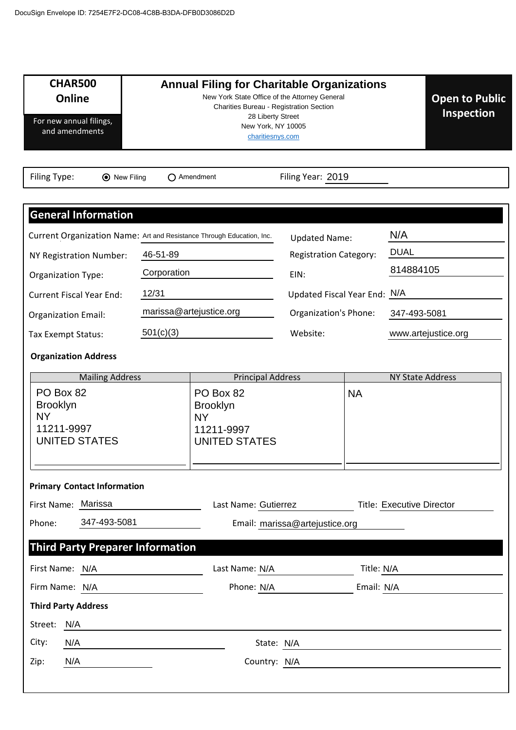DocuSign Envelope ID: 7254E7F2-DC08-4C8B-B3DA-DFB0D3086D2D

**CHAR500 Online**

For new annual filings, and amendments

# Annual Filing for Charitable Organizations

New York State Office of the Attorney General
Charities Bureau - Registration Section
28 Liberty Street
New York, NY 10005
charitiesnys.com

**Open to Public Inspection**

Filing Type: (●) New Filing ( ) Amendment    Filing Year: 2019

## General Information

| | | | |
|---|---|---|---|
| Current Organization Name: | Art and Resistance Through Education, Inc. | Updated Name: | N/A |
| NY Registration Number: | 46-51-89 | Registration Category: | DUAL |
| Organization Type: | Corporation | EIN: | 814884105 |
| Current Fiscal Year End: | 12/31 | Updated Fiscal Year End: | N/A |
| Organization Email: | marissa@artejustice.org | Organization's Phone: | 347-493-5081 |
| Tax Exempt Status: | 501(c)(3) | Website: | www.artejustice.org |

### Organization Address

| Mailing Address | Principal Address | NY State Address |
|---|---|---|
| PO Box 82<br>Brooklyn<br>NY<br>11211-9997<br>UNITED STATES | PO Box 82<br>Brooklyn<br>NY<br>11211-9997<br>UNITED STATES | NA |

### Primary Contact Information

First Name: Marissa    Last Name: Gutierrez    Title: Executive Director

Phone: 347-493-5081    Email: marissa@artejustice.org

## Third Party Preparer Information

First Name: N/A    Last Name: N/A    Title: N/A

Firm Name: N/A    Phone: N/A    Email: N/A

### Third Party Address

Street: N/A

City: N/A    State: N/A

Zip: N/A    Country: N/A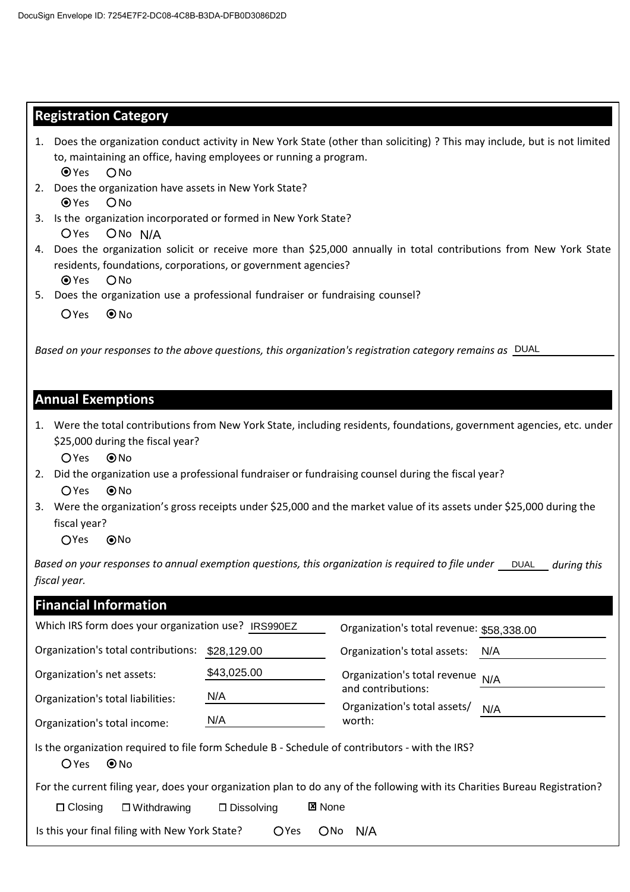## Registration Category

1. Does the organization conduct activity in New York State (other than soliciting) ? This may include, but is not limited to, maintaining an office, having employees or running a program.
   ⦿ Yes ○ No
2. Does the organization have assets in New York State?
   ⦿ Yes ○ No
3. Is the organization incorporated or formed in New York State?
   ○ Yes ○ No N/A
4. Does the organization solicit or receive more than $25,000 annually in total contributions from New York State residents, foundations, corporations, or government agencies?
   ⦿ Yes ○ No
5. Does the organization use a professional fundraiser or fundraising counsel?
   ○ Yes ⦿ No

*Based on your responses to the above questions, this organization's registration category remains as* DUAL

## Annual Exemptions

1. Were the total contributions from New York State, including residents, foundations, government agencies, etc. under $25,000 during the fiscal year?
   ○ Yes ⦿ No
2. Did the organization use a professional fundraiser or fundraising counsel during the fiscal year?
   ○ Yes ⦿ No
3. Were the organization's gross receipts under $25,000 and the market value of its assets under $25,000 during the fiscal year?
   ○ Yes ⦿ No

*Based on your responses to annual exemption questions, this organization is required to file under* DUAL *during this fiscal year.*

## Financial Information

| | | | |
|---|---|---|---|
| Which IRS form does your organization use? | IRS990EZ | Organization's total revenue: | $58,338.00 |
| Organization's total contributions: | $28,129.00 | Organization's total assets: | N/A |
| Organization's net assets: | $43,025.00 | Organization's total revenue and contributions: | N/A |
| Organization's total liabilities: | N/A | Organization's total assets/ worth: | N/A |
| Organization's total income: | N/A | | |

Is the organization required to file form Schedule B - Schedule of contributors - with the IRS?
○ Yes ⦿ No

For the current filing year, does your organization plan to do any of the following with its Charities Bureau Registration?

☐ Closing ☐ Withdrawing ☐ Dissolving ☒ None

Is this your final filing with New York State? ○ Yes ○ No N/A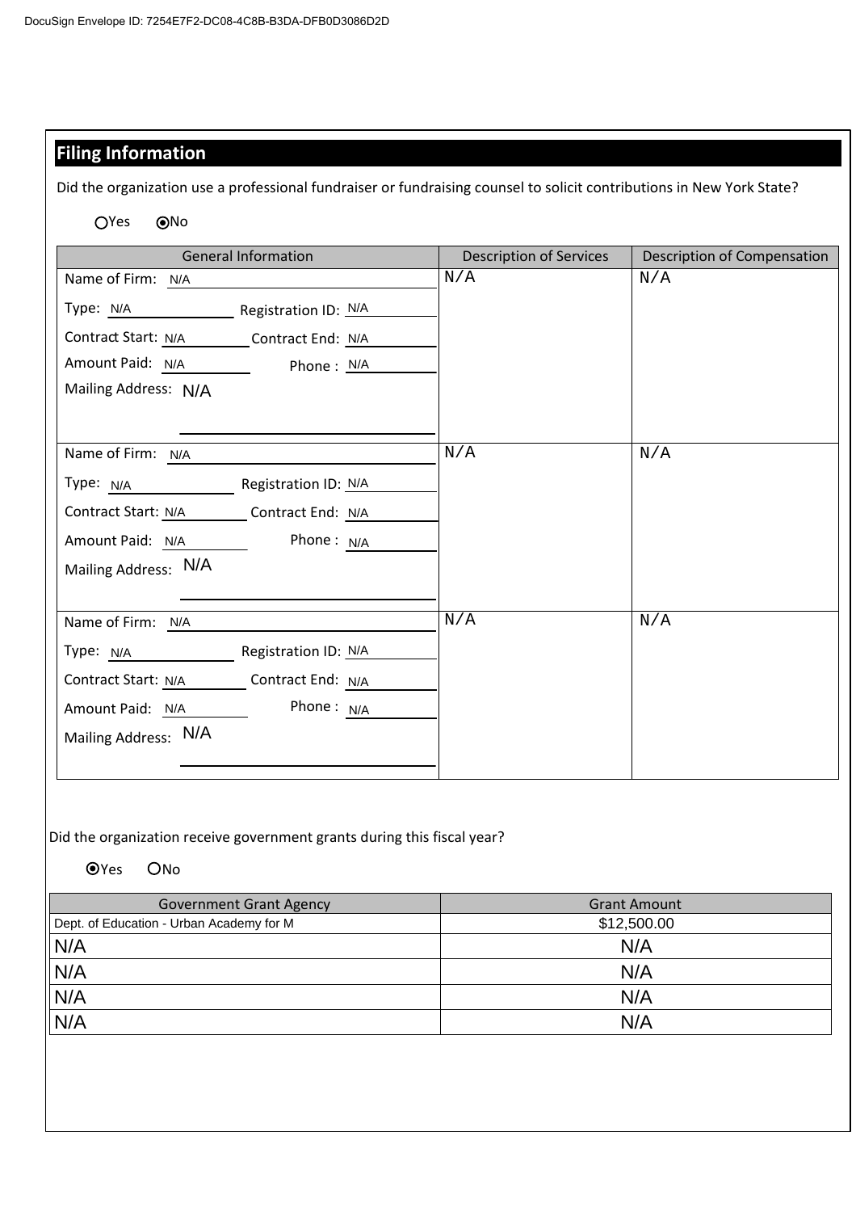## Filing Information

Did the organization use a professional fundraiser or fundraising counsel to solicit contributions in New York State?

○ Yes ◉ No

| General Information | Description of Services | Description of Compensation |
|---|---|---|
| Name of Firm: N/A<br>Type: N/A Registration ID: N/A<br>Contract Start: N/A Contract End: N/A<br>Amount Paid: N/A Phone : N/A<br>Mailing Address: N/A | N/A | N/A |
| Name of Firm: N/A<br>Type: N/A Registration ID: N/A<br>Contract Start: N/A Contract End: N/A<br>Amount Paid: N/A Phone : N/A<br>Mailing Address: N/A | N/A | N/A |
| Name of Firm: N/A<br>Type: N/A Registration ID: N/A<br>Contract Start: N/A Contract End: N/A<br>Amount Paid: N/A Phone : N/A<br>Mailing Address: N/A | N/A | N/A |

Did the organization receive government grants during this fiscal year?

◉ Yes ○ No

| Government Grant Agency | Grant Amount |
|---|---|
| Dept. of Education - Urban Academy for M | $12,500.00 |
| N/A | N/A |
| N/A | N/A |
| N/A | N/A |
| N/A | N/A |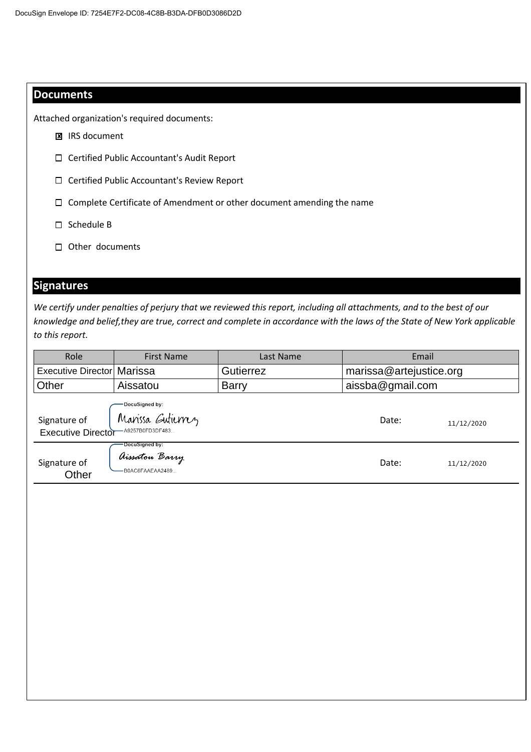DocuSign Envelope ID: 7254E7F2-DC08-4C8B-B3DA-DFB0D3086D2D

## Documents

Attached organization's required documents:

- ☒ IRS document
- ☐ Certified Public Accountant's Audit Report
- ☐ Certified Public Accountant's Review Report
- ☐ Complete Certificate of Amendment or other document amending the name
- ☐ Schedule B
- ☐ Other documents

## Signatures

*We certify under penalties of perjury that we reviewed this report, including all attachments, and to the best of our knowledge and belief,they are true, correct and complete in accordance with the laws of the State of New York applicable to this report.*

| Role | First Name | Last Name | Email |
|---|---|---|---|
| Executive Director | Marissa | Gutierrez | marissa@artejustice.org |
| Other | Aissatou | Barry | aissba@gmail.com |

Signature of Executive Director: DocuSigned by: Marissa Gutierrez — A9257B0FD3DF483... Date: 11/12/2020

Signature of Other: DocuSigned by: Aissatou Barry — B0AC6FAAEAA2489... Date: 11/12/2020